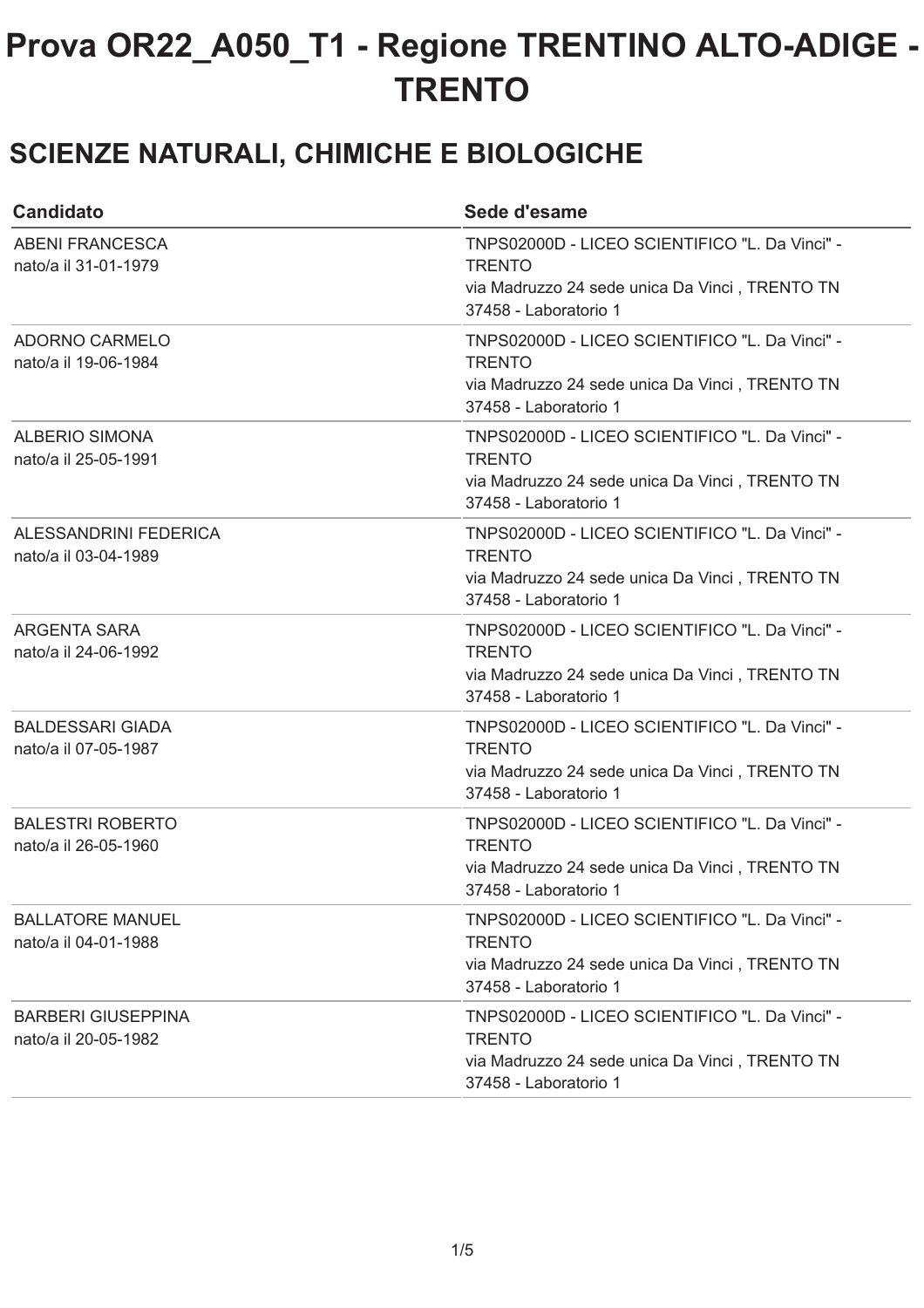# Prova OR22_A050_T1 - Regione TRENTINO ALTO-ADIGE - TRENTO

## SCIENZE NATURALI, CHIMICHE E BIOLOGICHE

| Candidato | Sede d'esame |
|---|---|
| ABENI FRANCESCA<br>nato/a il 31-01-1979 | TNPS02000D - LICEO SCIENTIFICO "L. Da Vinci" - TRENTO<br>via Madruzzo 24 sede unica Da Vinci , TRENTO TN 37458 - Laboratorio 1 |
| ADORNO CARMELO<br>nato/a il 19-06-1984 | TNPS02000D - LICEO SCIENTIFICO "L. Da Vinci" - TRENTO<br>via Madruzzo 24 sede unica Da Vinci , TRENTO TN 37458 - Laboratorio 1 |
| ALBERIO SIMONA<br>nato/a il 25-05-1991 | TNPS02000D - LICEO SCIENTIFICO "L. Da Vinci" - TRENTO<br>via Madruzzo 24 sede unica Da Vinci , TRENTO TN 37458 - Laboratorio 1 |
| ALESSANDRINI FEDERICA<br>nato/a il 03-04-1989 | TNPS02000D - LICEO SCIENTIFICO "L. Da Vinci" - TRENTO<br>via Madruzzo 24 sede unica Da Vinci , TRENTO TN 37458 - Laboratorio 1 |
| ARGENTA SARA<br>nato/a il 24-06-1992 | TNPS02000D - LICEO SCIENTIFICO "L. Da Vinci" - TRENTO<br>via Madruzzo 24 sede unica Da Vinci , TRENTO TN 37458 - Laboratorio 1 |
| BALDESSARI GIADA<br>nato/a il 07-05-1987 | TNPS02000D - LICEO SCIENTIFICO "L. Da Vinci" - TRENTO<br>via Madruzzo 24 sede unica Da Vinci , TRENTO TN 37458 - Laboratorio 1 |
| BALESTRI ROBERTO<br>nato/a il 26-05-1960 | TNPS02000D - LICEO SCIENTIFICO "L. Da Vinci" - TRENTO<br>via Madruzzo 24 sede unica Da Vinci , TRENTO TN 37458 - Laboratorio 1 |
| BALLATORE MANUEL<br>nato/a il 04-01-1988 | TNPS02000D - LICEO SCIENTIFICO "L. Da Vinci" - TRENTO<br>via Madruzzo 24 sede unica Da Vinci , TRENTO TN 37458 - Laboratorio 1 |
| BARBERI GIUSEPPINA<br>nato/a il 20-05-1982 | TNPS02000D - LICEO SCIENTIFICO "L. Da Vinci" - TRENTO<br>via Madruzzo 24 sede unica Da Vinci , TRENTO TN 37458 - Laboratorio 1 |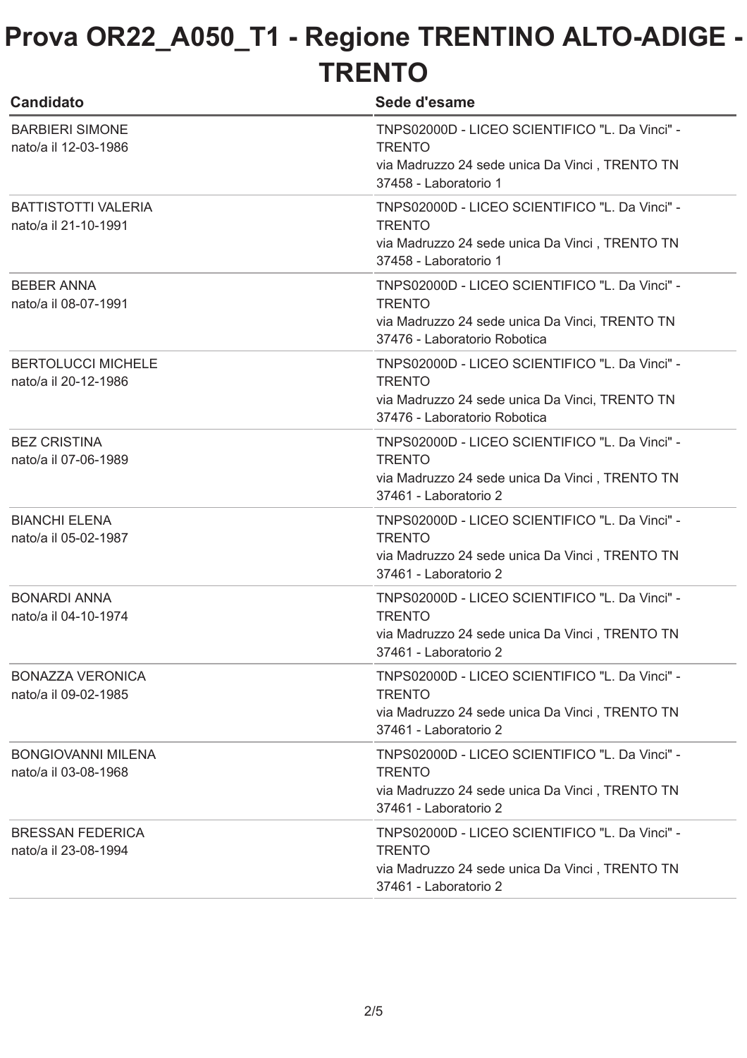# Prova OR22_A050_T1 - Regione TRENTINO ALTO-ADIGE - TRENTO

| Candidato | Sede d'esame |
| --- | --- |
| BARBIERI SIMONE<br>nato/a il 12-03-1986 | TNPS02000D - LICEO SCIENTIFICO "L. Da Vinci" - TRENTO<br>via Madruzzo 24 sede unica Da Vinci , TRENTO TN<br>37458 - Laboratorio 1 |
| BATTISTOTTI VALERIA<br>nato/a il 21-10-1991 | TNPS02000D - LICEO SCIENTIFICO "L. Da Vinci" - TRENTO<br>via Madruzzo 24 sede unica Da Vinci , TRENTO TN<br>37458 - Laboratorio 1 |
| BEBER ANNA<br>nato/a il 08-07-1991 | TNPS02000D - LICEO SCIENTIFICO "L. Da Vinci" - TRENTO<br>via Madruzzo 24 sede unica Da Vinci, TRENTO TN<br>37476 - Laboratorio Robotica |
| BERTOLUCCI MICHELE<br>nato/a il 20-12-1986 | TNPS02000D - LICEO SCIENTIFICO "L. Da Vinci" - TRENTO<br>via Madruzzo 24 sede unica Da Vinci, TRENTO TN<br>37476 - Laboratorio Robotica |
| BEZ CRISTINA<br>nato/a il 07-06-1989 | TNPS02000D - LICEO SCIENTIFICO "L. Da Vinci" - TRENTO<br>via Madruzzo 24 sede unica Da Vinci , TRENTO TN<br>37461 - Laboratorio 2 |
| BIANCHI ELENA<br>nato/a il 05-02-1987 | TNPS02000D - LICEO SCIENTIFICO "L. Da Vinci" - TRENTO<br>via Madruzzo 24 sede unica Da Vinci , TRENTO TN<br>37461 - Laboratorio 2 |
| BONARDI ANNA<br>nato/a il 04-10-1974 | TNPS02000D - LICEO SCIENTIFICO "L. Da Vinci" - TRENTO<br>via Madruzzo 24 sede unica Da Vinci , TRENTO TN<br>37461 - Laboratorio 2 |
| BONAZZA VERONICA<br>nato/a il 09-02-1985 | TNPS02000D - LICEO SCIENTIFICO "L. Da Vinci" - TRENTO<br>via Madruzzo 24 sede unica Da Vinci , TRENTO TN<br>37461 - Laboratorio 2 |
| BONGIOVANNI MILENA<br>nato/a il 03-08-1968 | TNPS02000D - LICEO SCIENTIFICO "L. Da Vinci" - TRENTO<br>via Madruzzo 24 sede unica Da Vinci , TRENTO TN<br>37461 - Laboratorio 2 |
| BRESSAN FEDERICA<br>nato/a il 23-08-1994 | TNPS02000D - LICEO SCIENTIFICO "L. Da Vinci" - TRENTO<br>via Madruzzo 24 sede unica Da Vinci , TRENTO TN<br>37461 - Laboratorio 2 |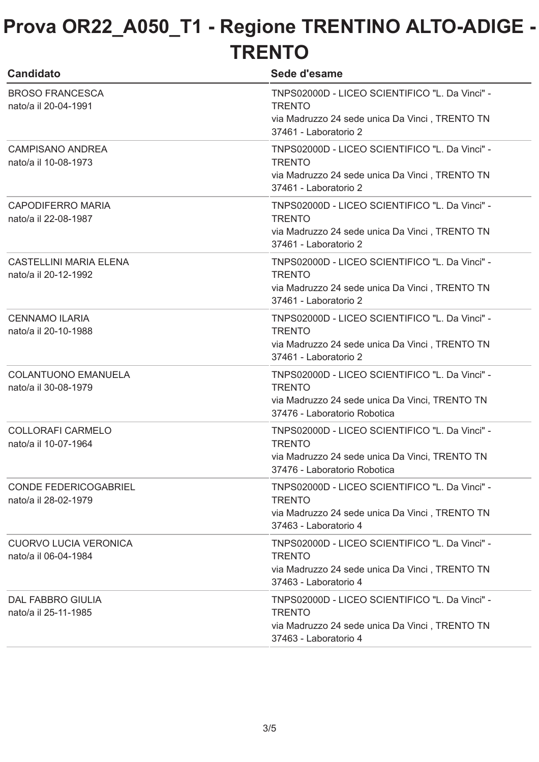# Prova OR22_A050_T1 - Regione TRENTINO ALTO-ADIGE - TRENTO

| Candidato | Sede d'esame |
| --- | --- |
| BROSO FRANCESCA<br>nato/a il 20-04-1991 | TNPS02000D - LICEO SCIENTIFICO "L. Da Vinci" - TRENTO<br>via Madruzzo 24 sede unica Da Vinci , TRENTO TN<br>37461 - Laboratorio 2 |
| CAMPISANO ANDREA<br>nato/a il 10-08-1973 | TNPS02000D - LICEO SCIENTIFICO "L. Da Vinci" - TRENTO<br>via Madruzzo 24 sede unica Da Vinci , TRENTO TN<br>37461 - Laboratorio 2 |
| CAPODIFERRO MARIA<br>nato/a il 22-08-1987 | TNPS02000D - LICEO SCIENTIFICO "L. Da Vinci" - TRENTO<br>via Madruzzo 24 sede unica Da Vinci , TRENTO TN<br>37461 - Laboratorio 2 |
| CASTELLINI MARIA ELENA<br>nato/a il 20-12-1992 | TNPS02000D - LICEO SCIENTIFICO "L. Da Vinci" - TRENTO<br>via Madruzzo 24 sede unica Da Vinci , TRENTO TN<br>37461 - Laboratorio 2 |
| CENNAMO ILARIA<br>nato/a il 20-10-1988 | TNPS02000D - LICEO SCIENTIFICO "L. Da Vinci" - TRENTO<br>via Madruzzo 24 sede unica Da Vinci , TRENTO TN<br>37461 - Laboratorio 2 |
| COLANTUONO EMANUELA<br>nato/a il 30-08-1979 | TNPS02000D - LICEO SCIENTIFICO "L. Da Vinci" - TRENTO<br>via Madruzzo 24 sede unica Da Vinci, TRENTO TN<br>37476 - Laboratorio Robotica |
| COLLORAFI CARMELO<br>nato/a il 10-07-1964 | TNPS02000D - LICEO SCIENTIFICO "L. Da Vinci" - TRENTO<br>via Madruzzo 24 sede unica Da Vinci, TRENTO TN<br>37476 - Laboratorio Robotica |
| CONDE FEDERICOGABRIEL<br>nato/a il 28-02-1979 | TNPS02000D - LICEO SCIENTIFICO "L. Da Vinci" - TRENTO<br>via Madruzzo 24 sede unica Da Vinci , TRENTO TN<br>37463 - Laboratorio 4 |
| CUORVO LUCIA VERONICA<br>nato/a il 06-04-1984 | TNPS02000D - LICEO SCIENTIFICO "L. Da Vinci" - TRENTO<br>via Madruzzo 24 sede unica Da Vinci , TRENTO TN<br>37463 - Laboratorio 4 |
| DAL FABBRO GIULIA<br>nato/a il 25-11-1985 | TNPS02000D - LICEO SCIENTIFICO "L. Da Vinci" - TRENTO<br>via Madruzzo 24 sede unica Da Vinci , TRENTO TN<br>37463 - Laboratorio 4 |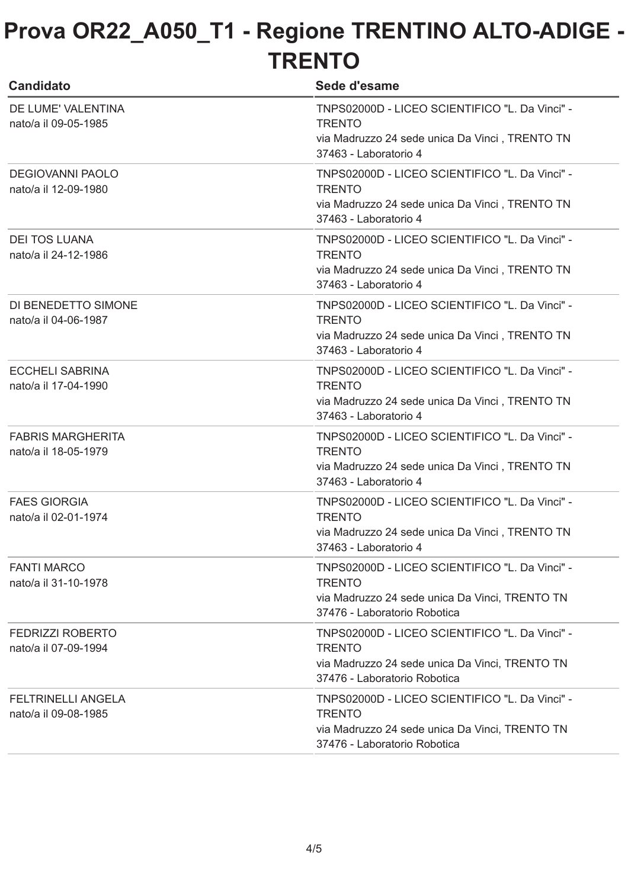# Prova OR22_A050_T1 - Regione TRENTINO ALTO-ADIGE - TRENTO

| Candidato | Sede d'esame |
| --- | --- |
| DE LUME' VALENTINA<br>nato/a il 09-05-1985 | TNPS02000D - LICEO SCIENTIFICO "L. Da Vinci" - TRENTO<br>via Madruzzo 24 sede unica Da Vinci , TRENTO TN<br>37463 - Laboratorio 4 |
| DEGIOVANNI PAOLO<br>nato/a il 12-09-1980 | TNPS02000D - LICEO SCIENTIFICO "L. Da Vinci" - TRENTO<br>via Madruzzo 24 sede unica Da Vinci , TRENTO TN<br>37463 - Laboratorio 4 |
| DEI TOS LUANA<br>nato/a il 24-12-1986 | TNPS02000D - LICEO SCIENTIFICO "L. Da Vinci" - TRENTO<br>via Madruzzo 24 sede unica Da Vinci , TRENTO TN<br>37463 - Laboratorio 4 |
| DI BENEDETTO SIMONE<br>nato/a il 04-06-1987 | TNPS02000D - LICEO SCIENTIFICO "L. Da Vinci" - TRENTO<br>via Madruzzo 24 sede unica Da Vinci , TRENTO TN<br>37463 - Laboratorio 4 |
| ECCHELI SABRINA<br>nato/a il 17-04-1990 | TNPS02000D - LICEO SCIENTIFICO "L. Da Vinci" - TRENTO<br>via Madruzzo 24 sede unica Da Vinci , TRENTO TN<br>37463 - Laboratorio 4 |
| FABRIS MARGHERITA<br>nato/a il 18-05-1979 | TNPS02000D - LICEO SCIENTIFICO "L. Da Vinci" - TRENTO<br>via Madruzzo 24 sede unica Da Vinci , TRENTO TN<br>37463 - Laboratorio 4 |
| FAES GIORGIA<br>nato/a il 02-01-1974 | TNPS02000D - LICEO SCIENTIFICO "L. Da Vinci" - TRENTO<br>via Madruzzo 24 sede unica Da Vinci , TRENTO TN<br>37463 - Laboratorio 4 |
| FANTI MARCO<br>nato/a il 31-10-1978 | TNPS02000D - LICEO SCIENTIFICO "L. Da Vinci" - TRENTO<br>via Madruzzo 24 sede unica Da Vinci, TRENTO TN<br>37476 - Laboratorio Robotica |
| FEDRIZZI ROBERTO<br>nato/a il 07-09-1994 | TNPS02000D - LICEO SCIENTIFICO "L. Da Vinci" - TRENTO<br>via Madruzzo 24 sede unica Da Vinci, TRENTO TN<br>37476 - Laboratorio Robotica |
| FELTRINELLI ANGELA<br>nato/a il 09-08-1985 | TNPS02000D - LICEO SCIENTIFICO "L. Da Vinci" - TRENTO<br>via Madruzzo 24 sede unica Da Vinci, TRENTO TN<br>37476 - Laboratorio Robotica |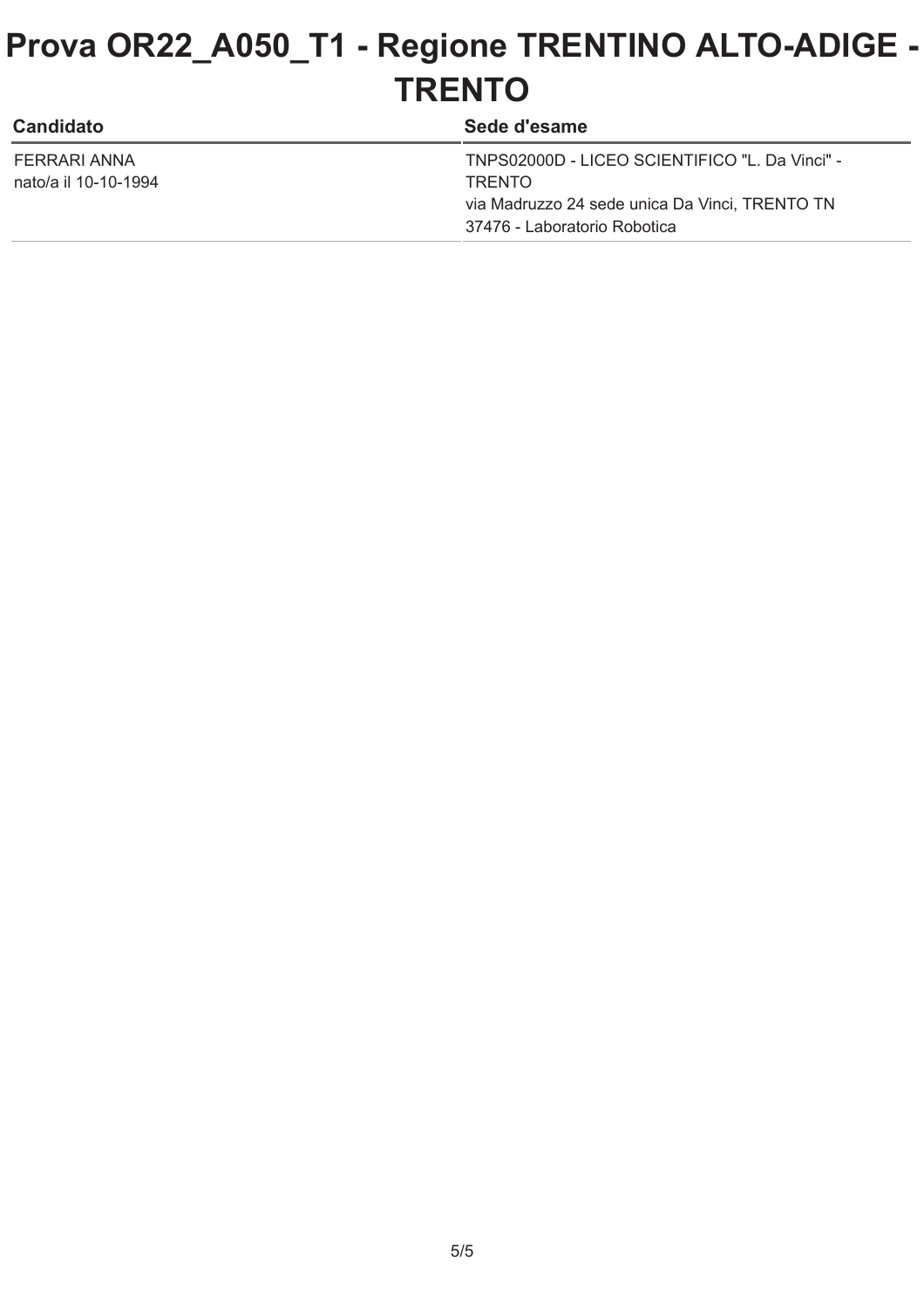# Prova OR22_A050_T1 - Regione TRENTINO ALTO-ADIGE - TRENTO

| Candidato | Sede d'esame |
| --- | --- |
| FERRARI ANNA<br>nato/a il 10-10-1994 | TNPS02000D - LICEO SCIENTIFICO "L. Da Vinci" - TRENTO<br>via Madruzzo 24 sede unica Da Vinci, TRENTO TN<br>37476 - Laboratorio Robotica |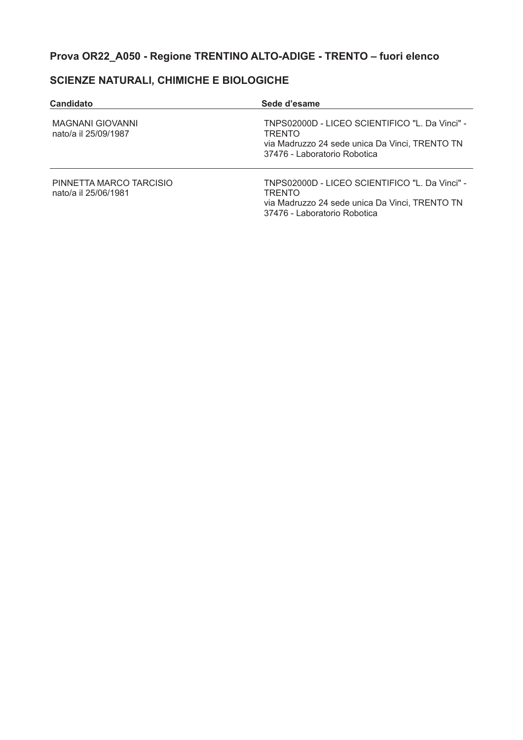## Prova OR22_A050 - Regione TRENTINO ALTO-ADIGE - TRENTO – fuori elenco

## SCIENZE NATURALI, CHIMICHE E BIOLOGICHE

| Candidato | Sede d'esame |
| --- | --- |
| MAGNANI GIOVANNI<br>nato/a il 25/09/1987 | TNPS02000D - LICEO SCIENTIFICO "L. Da Vinci" - TRENTO<br>via Madruzzo 24 sede unica Da Vinci, TRENTO TN<br>37476 - Laboratorio Robotica |
| PINNETTA MARCO TARCISIO<br>nato/a il 25/06/1981 | TNPS02000D - LICEO SCIENTIFICO "L. Da Vinci" - TRENTO<br>via Madruzzo 24 sede unica Da Vinci, TRENTO TN<br>37476 - Laboratorio Robotica |